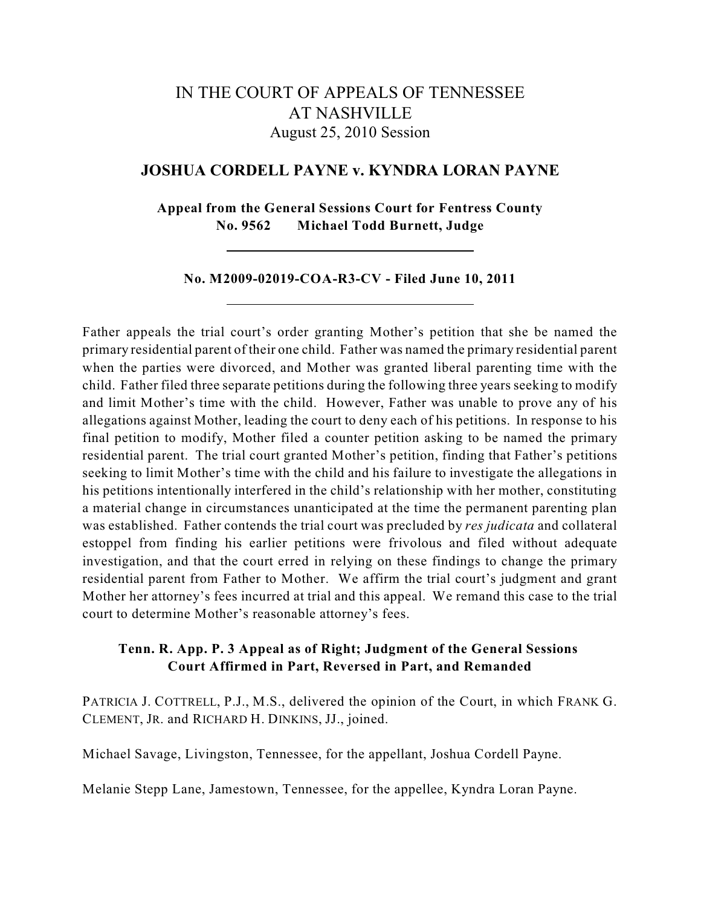# IN THE COURT OF APPEALS OF TENNESSEE AT NASHVILLE

August 25, 2010 Session

## JOSHUA CORDELL PAYNE v. KYNDRA LORAN PAYNE

**Appeal from the General Sessions Court for Fentress County**
**No. 9562 Michael Todd Burnett, Judge**

---

**No. M2009-02019-COA-R3-CV - Filed June 10, 2011**

---

Father appeals the trial court's order granting Mother's petition that she be named the primary residential parent of their one child. Father was named the primary residential parent when the parties were divorced, and Mother was granted liberal parenting time with the child. Father filed three separate petitions during the following three years seeking to modify and limit Mother's time with the child. However, Father was unable to prove any of his allegations against Mother, leading the court to deny each of his petitions. In response to his final petition to modify, Mother filed a counter petition asking to be named the primary residential parent. The trial court granted Mother's petition, finding that Father's petitions seeking to limit Mother's time with the child and his failure to investigate the allegations in his petitions intentionally interfered in the child's relationship with her mother, constituting a material change in circumstances unanticipated at the time the permanent parenting plan was established. Father contends the trial court was precluded by *res judicata* and collateral estoppel from finding his earlier petitions were frivolous and filed without adequate investigation, and that the court erred in relying on these findings to change the primary residential parent from Father to Mother. We affirm the trial court's judgment and grant Mother her attorney's fees incurred at trial and this appeal. We remand this case to the trial court to determine Mother's reasonable attorney's fees.

**Tenn. R. App. P. 3 Appeal as of Right; Judgment of the General Sessions Court Affirmed in Part, Reversed in Part, and Remanded**

PATRICIA J. COTTRELL, P.J., M.S., delivered the opinion of the Court, in which FRANK G. CLEMENT, JR. and RICHARD H. DINKINS, JJ., joined.

Michael Savage, Livingston, Tennessee, for the appellant, Joshua Cordell Payne.

Melanie Stepp Lane, Jamestown, Tennessee, for the appellee, Kyndra Loran Payne.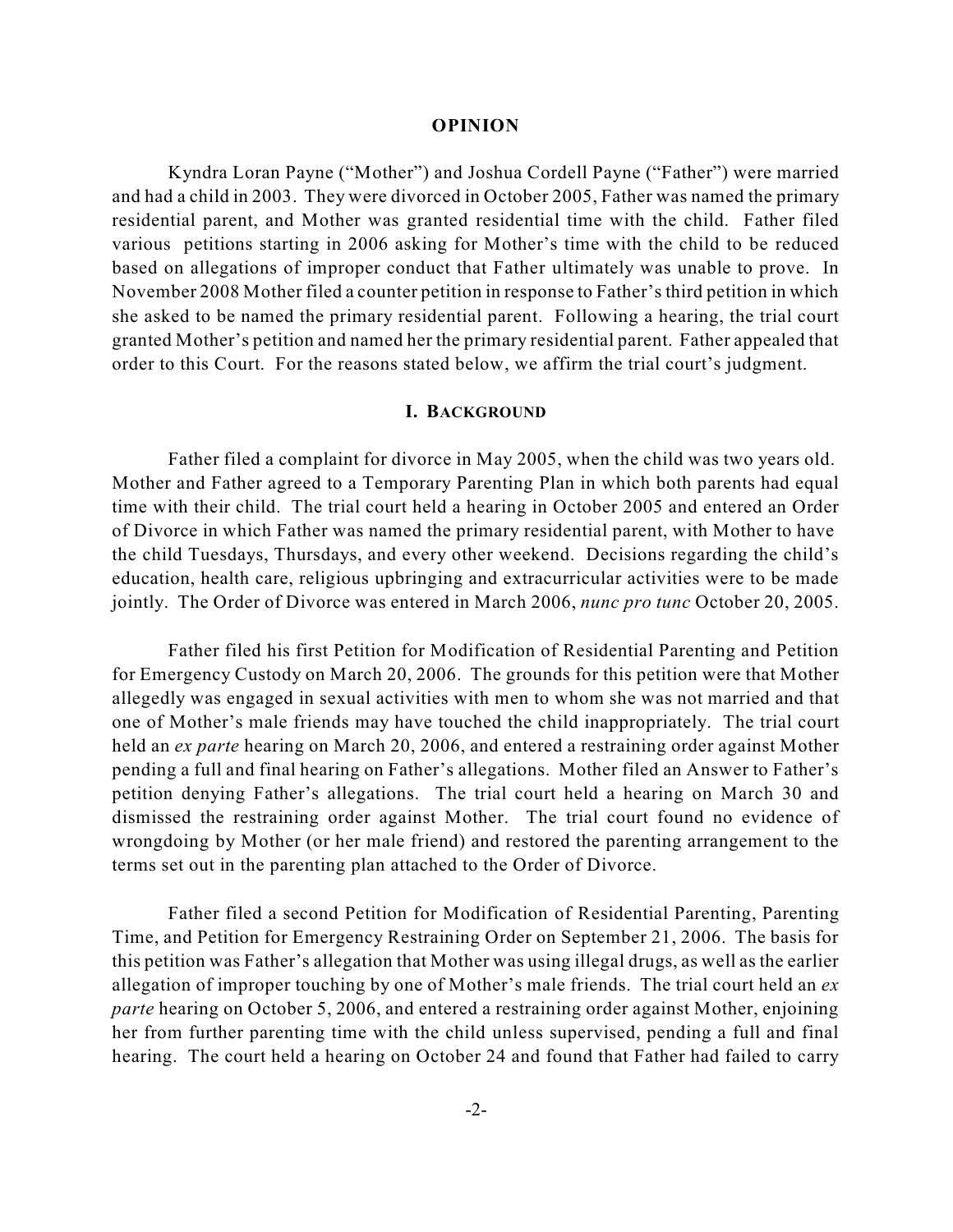## OPINION

Kyndra Loran Payne ("Mother") and Joshua Cordell Payne ("Father") were married and had a child in 2003. They were divorced in October 2005, Father was named the primary residential parent, and Mother was granted residential time with the child. Father filed various petitions starting in 2006 asking for Mother's time with the child to be reduced based on allegations of improper conduct that Father ultimately was unable to prove. In November 2008 Mother filed a counter petition in response to Father's third petition in which she asked to be named the primary residential parent. Following a hearing, the trial court granted Mother's petition and named her the primary residential parent. Father appealed that order to this Court. For the reasons stated below, we affirm the trial court's judgment.

### I. BACKGROUND

Father filed a complaint for divorce in May 2005, when the child was two years old. Mother and Father agreed to a Temporary Parenting Plan in which both parents had equal time with their child. The trial court held a hearing in October 2005 and entered an Order of Divorce in which Father was named the primary residential parent, with Mother to have the child Tuesdays, Thursdays, and every other weekend. Decisions regarding the child's education, health care, religious upbringing and extracurricular activities were to be made jointly. The Order of Divorce was entered in March 2006, *nunc pro tunc* October 20, 2005.

Father filed his first Petition for Modification of Residential Parenting and Petition for Emergency Custody on March 20, 2006. The grounds for this petition were that Mother allegedly was engaged in sexual activities with men to whom she was not married and that one of Mother's male friends may have touched the child inappropriately. The trial court held an *ex parte* hearing on March 20, 2006, and entered a restraining order against Mother pending a full and final hearing on Father's allegations. Mother filed an Answer to Father's petition denying Father's allegations. The trial court held a hearing on March 30 and dismissed the restraining order against Mother. The trial court found no evidence of wrongdoing by Mother (or her male friend) and restored the parenting arrangement to the terms set out in the parenting plan attached to the Order of Divorce.

Father filed a second Petition for Modification of Residential Parenting, Parenting Time, and Petition for Emergency Restraining Order on September 21, 2006. The basis for this petition was Father's allegation that Mother was using illegal drugs, as well as the earlier allegation of improper touching by one of Mother's male friends. The trial court held an *ex parte* hearing on October 5, 2006, and entered a restraining order against Mother, enjoining her from further parenting time with the child unless supervised, pending a full and final hearing. The court held a hearing on October 24 and found that Father had failed to carry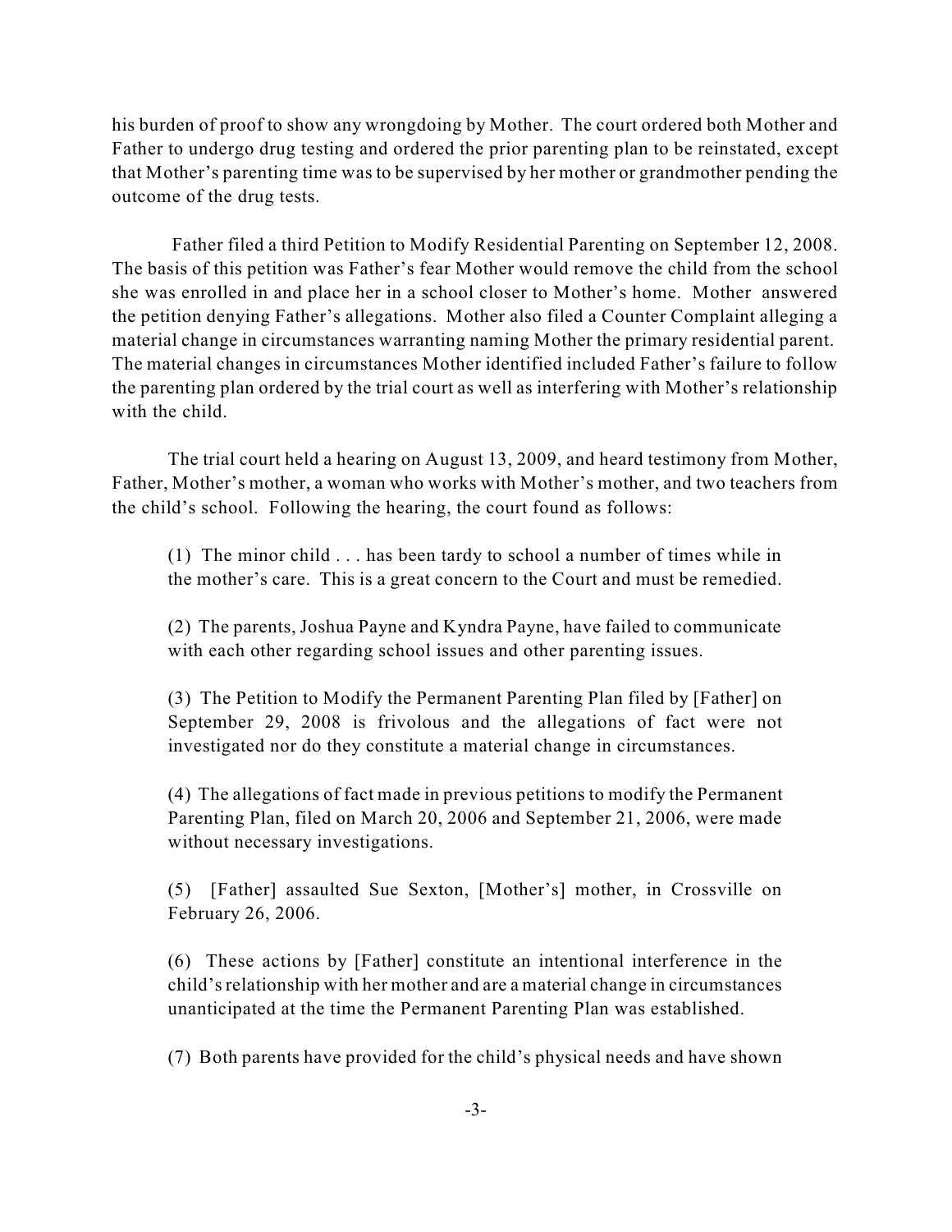his burden of proof to show any wrongdoing by Mother. The court ordered both Mother and Father to undergo drug testing and ordered the prior parenting plan to be reinstated, except that Mother's parenting time was to be supervised by her mother or grandmother pending the outcome of the drug tests.

Father filed a third Petition to Modify Residential Parenting on September 12, 2008. The basis of this petition was Father's fear Mother would remove the child from the school she was enrolled in and place her in a school closer to Mother's home. Mother answered the petition denying Father's allegations. Mother also filed a Counter Complaint alleging a material change in circumstances warranting naming Mother the primary residential parent. The material changes in circumstances Mother identified included Father's failure to follow the parenting plan ordered by the trial court as well as interfering with Mother's relationship with the child.

The trial court held a hearing on August 13, 2009, and heard testimony from Mother, Father, Mother's mother, a woman who works with Mother's mother, and two teachers from the child's school. Following the hearing, the court found as follows:

> (1) The minor child . . . has been tardy to school a number of times while in the mother's care. This is a great concern to the Court and must be remedied.
>
> (2) The parents, Joshua Payne and Kyndra Payne, have failed to communicate with each other regarding school issues and other parenting issues.
>
> (3) The Petition to Modify the Permanent Parenting Plan filed by [Father] on September 29, 2008 is frivolous and the allegations of fact were not investigated nor do they constitute a material change in circumstances.
>
> (4) The allegations of fact made in previous petitions to modify the Permanent Parenting Plan, filed on March 20, 2006 and September 21, 2006, were made without necessary investigations.
>
> (5) [Father] assaulted Sue Sexton, [Mother's] mother, in Crossville on February 26, 2006.
>
> (6) These actions by [Father] constitute an intentional interference in the child's relationship with her mother and are a material change in circumstances unanticipated at the time the Permanent Parenting Plan was established.
>
> (7) Both parents have provided for the child's physical needs and have shown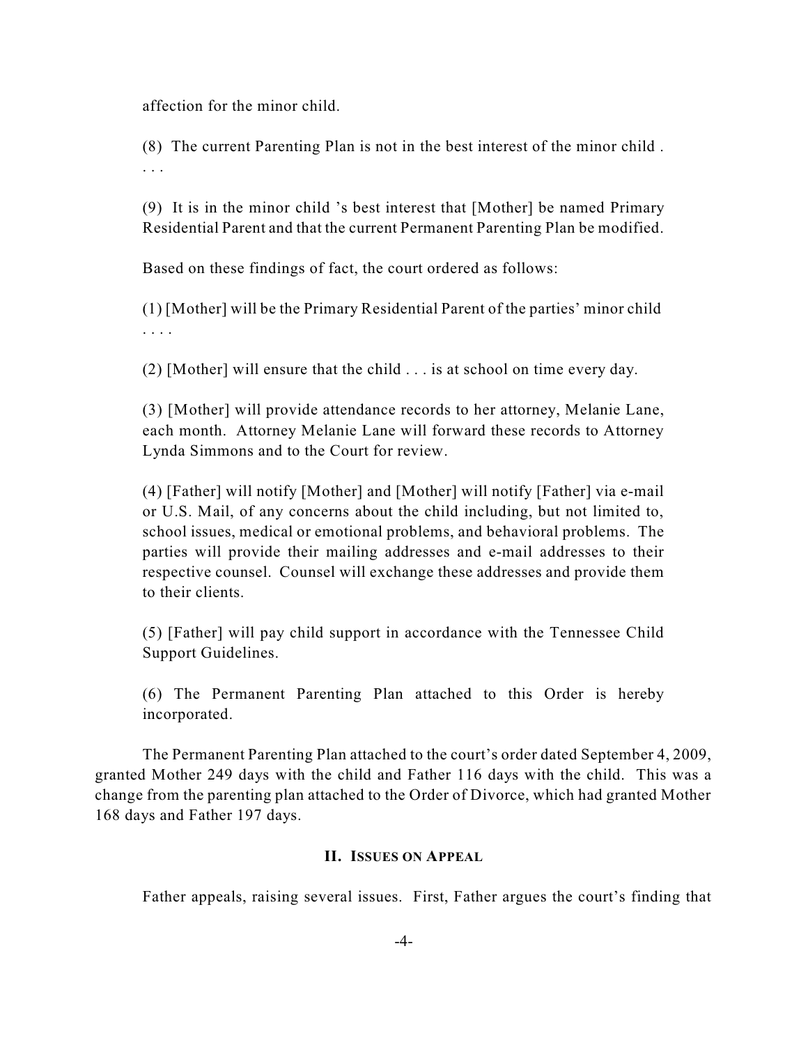affection for the minor child.

> (8) The current Parenting Plan is not in the best interest of the minor child . . . .
>
> (9) It is in the minor child 's best interest that [Mother] be named Primary Residential Parent and that the current Permanent Parenting Plan be modified.
>
> Based on these findings of fact, the court ordered as follows:
>
> (1) [Mother] will be the Primary Residential Parent of the parties' minor child . . . .
>
> (2) [Mother] will ensure that the child . . . is at school on time every day.
>
> (3) [Mother] will provide attendance records to her attorney, Melanie Lane, each month. Attorney Melanie Lane will forward these records to Attorney Lynda Simmons and to the Court for review.
>
> (4) [Father] will notify [Mother] and [Mother] will notify [Father] via e-mail or U.S. Mail, of any concerns about the child including, but not limited to, school issues, medical or emotional problems, and behavioral problems. The parties will provide their mailing addresses and e-mail addresses to their respective counsel. Counsel will exchange these addresses and provide them to their clients.
>
> (5) [Father] will pay child support in accordance with the Tennessee Child Support Guidelines.
>
> (6) The Permanent Parenting Plan attached to this Order is hereby incorporated.

The Permanent Parenting Plan attached to the court's order dated September 4, 2009, granted Mother 249 days with the child and Father 116 days with the child. This was a change from the parenting plan attached to the Order of Divorce, which had granted Mother 168 days and Father 197 days.

## II. ISSUES ON APPEAL

Father appeals, raising several issues. First, Father argues the court's finding that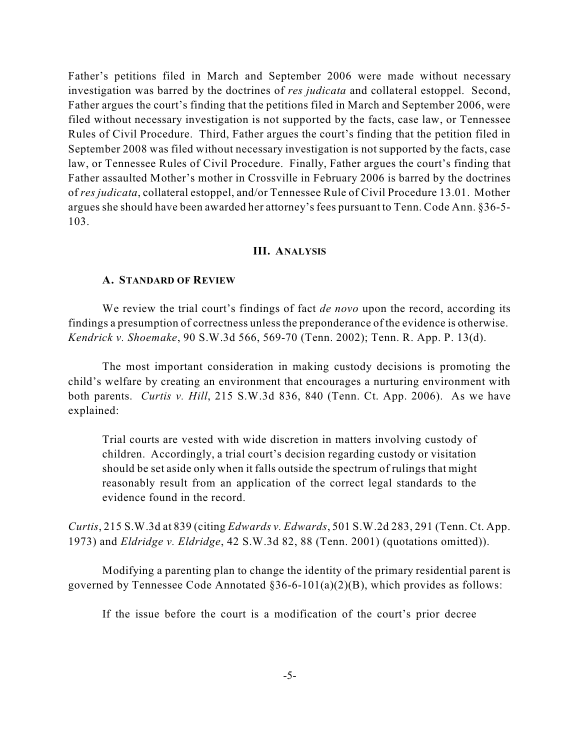Father's petitions filed in March and September 2006 were made without necessary investigation was barred by the doctrines of *res judicata* and collateral estoppel. Second, Father argues the court's finding that the petitions filed in March and September 2006, were filed without necessary investigation is not supported by the facts, case law, or Tennessee Rules of Civil Procedure. Third, Father argues the court's finding that the petition filed in September 2008 was filed without necessary investigation is not supported by the facts, case law, or Tennessee Rules of Civil Procedure. Finally, Father argues the court's finding that Father assaulted Mother's mother in Crossville in February 2006 is barred by the doctrines of *res judicata*, collateral estoppel, and/or Tennessee Rule of Civil Procedure 13.01. Mother argues she should have been awarded her attorney's fees pursuant to Tenn. Code Ann. §36-5-103.

## III. ANALYSIS

### A. STANDARD OF REVIEW

We review the trial court's findings of fact *de novo* upon the record, according its findings a presumption of correctness unless the preponderance of the evidence is otherwise. *Kendrick v. Shoemake*, 90 S.W.3d 566, 569-70 (Tenn. 2002); Tenn. R. App. P. 13(d).

The most important consideration in making custody decisions is promoting the child's welfare by creating an environment that encourages a nurturing environment with both parents. *Curtis v. Hill*, 215 S.W.3d 836, 840 (Tenn. Ct. App. 2006). As we have explained:

> Trial courts are vested with wide discretion in matters involving custody of children. Accordingly, a trial court's decision regarding custody or visitation should be set aside only when it falls outside the spectrum of rulings that might reasonably result from an application of the correct legal standards to the evidence found in the record.

*Curtis*, 215 S.W.3d at 839 (citing *Edwards v. Edwards*, 501 S.W.2d 283, 291 (Tenn. Ct. App. 1973) and *Eldridge v. Eldridge*, 42 S.W.3d 82, 88 (Tenn. 2001) (quotations omitted)).

Modifying a parenting plan to change the identity of the primary residential parent is governed by Tennessee Code Annotated §36-6-101(a)(2)(B), which provides as follows:

> If the issue before the court is a modification of the court's prior decree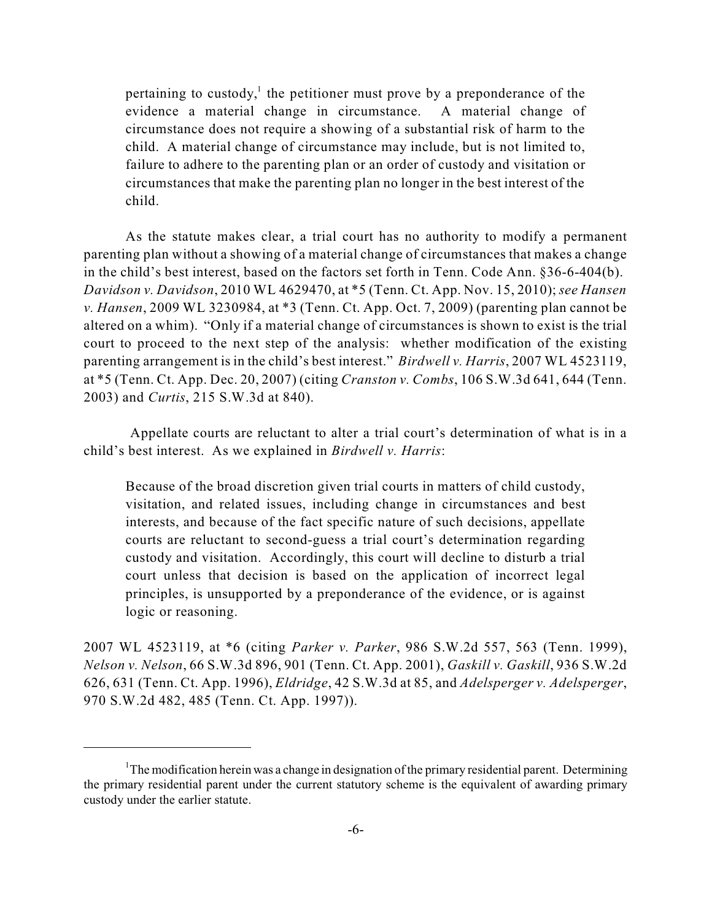> pertaining to custody,[1] the petitioner must prove by a preponderance of the evidence a material change in circumstance. A material change of circumstance does not require a showing of a substantial risk of harm to the child. A material change of circumstance may include, but is not limited to, failure to adhere to the parenting plan or an order of custody and visitation or circumstances that make the parenting plan no longer in the best interest of the child.

As the statute makes clear, a trial court has no authority to modify a permanent parenting plan without a showing of a material change of circumstances that makes a change in the child's best interest, based on the factors set forth in Tenn. Code Ann. §36-6-404(b). *Davidson v. Davidson*, 2010 WL 4629470, at *5 (Tenn. Ct. App. Nov. 15, 2010); *see Hansen v. Hansen*, 2009 WL 3230984, at *3 (Tenn. Ct. App. Oct. 7, 2009) (parenting plan cannot be altered on a whim). "Only if a material change of circumstances is shown to exist is the trial court to proceed to the next step of the analysis: whether modification of the existing parenting arrangement is in the child's best interest." *Birdwell v. Harris*, 2007 WL 4523119, at *5 (Tenn. Ct. App. Dec. 20, 2007) (citing *Cranston v. Combs*, 106 S.W.3d 641, 644 (Tenn. 2003) and *Curtis*, 215 S.W.3d at 840).

Appellate courts are reluctant to alter a trial court's determination of what is in a child's best interest. As we explained in *Birdwell v. Harris*:

> Because of the broad discretion given trial courts in matters of child custody, visitation, and related issues, including change in circumstances and best interests, and because of the fact specific nature of such decisions, appellate courts are reluctant to second-guess a trial court's determination regarding custody and visitation. Accordingly, this court will decline to disturb a trial court unless that decision is based on the application of incorrect legal principles, is unsupported by a preponderance of the evidence, or is against logic or reasoning.

2007 WL 4523119, at *6 (citing *Parker v. Parker*, 986 S.W.2d 557, 563 (Tenn. 1999), *Nelson v. Nelson*, 66 S.W.3d 896, 901 (Tenn. Ct. App. 2001), *Gaskill v. Gaskill*, 936 S.W.2d 626, 631 (Tenn. Ct. App. 1996), *Eldridge*, 42 S.W.3d at 85, and *Adelsperger v. Adelsperger*, 970 S.W.2d 482, 485 (Tenn. Ct. App. 1997)).

---

[1] The modification herein was a change in designation of the primary residential parent. Determining the primary residential parent under the current statutory scheme is the equivalent of awarding primary custody under the earlier statute.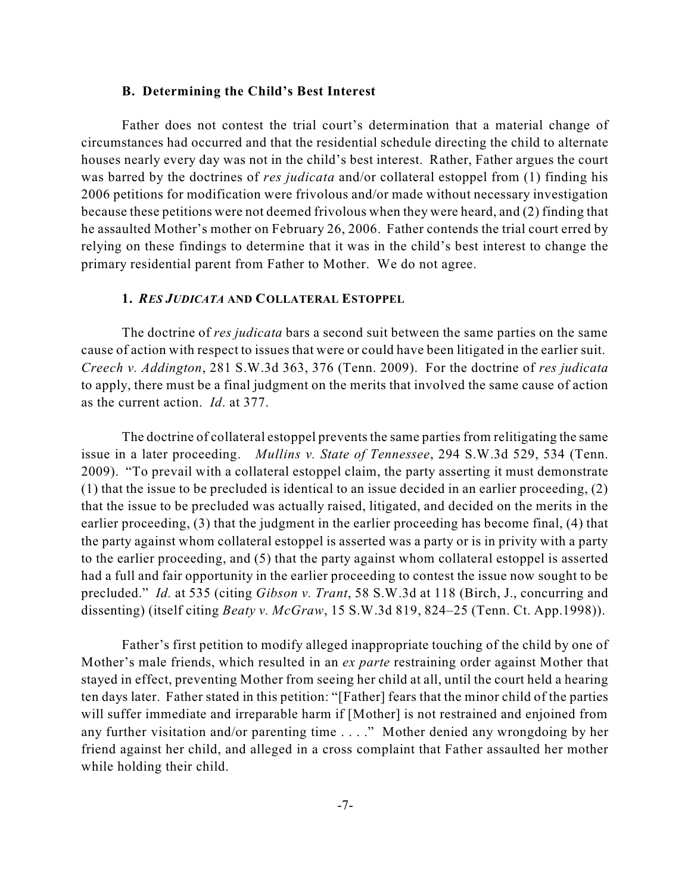### B. Determining the Child's Best Interest

Father does not contest the trial court's determination that a material change of circumstances had occurred and that the residential schedule directing the child to alternate houses nearly every day was not in the child's best interest. Rather, Father argues the court was barred by the doctrines of *res judicata* and/or collateral estoppel from (1) finding his 2006 petitions for modification were frivolous and/or made without necessary investigation because these petitions were not deemed frivolous when they were heard, and (2) finding that he assaulted Mother's mother on February 26, 2006. Father contends the trial court erred by relying on these findings to determine that it was in the child's best interest to change the primary residential parent from Father to Mother. We do not agree.

#### 1. *RES JUDICATA* AND COLLATERAL ESTOPPEL

The doctrine of *res judicata* bars a second suit between the same parties on the same cause of action with respect to issues that were or could have been litigated in the earlier suit. *Creech v. Addington*, 281 S.W.3d 363, 376 (Tenn. 2009). For the doctrine of *res judicata* to apply, there must be a final judgment on the merits that involved the same cause of action as the current action. *Id*. at 377.

The doctrine of collateral estoppel prevents the same parties from relitigating the same issue in a later proceeding. *Mullins v. State of Tennessee*, 294 S.W.3d 529, 534 (Tenn. 2009). "To prevail with a collateral estoppel claim, the party asserting it must demonstrate (1) that the issue to be precluded is identical to an issue decided in an earlier proceeding, (2) that the issue to be precluded was actually raised, litigated, and decided on the merits in the earlier proceeding, (3) that the judgment in the earlier proceeding has become final, (4) that the party against whom collateral estoppel is asserted was a party or is in privity with a party to the earlier proceeding, and (5) that the party against whom collateral estoppel is asserted had a full and fair opportunity in the earlier proceeding to contest the issue now sought to be precluded." *Id.* at 535 (citing *Gibson v. Trant*, 58 S.W.3d at 118 (Birch, J., concurring and dissenting) (itself citing *Beaty v. McGraw*, 15 S.W.3d 819, 824–25 (Tenn. Ct. App.1998)).

Father's first petition to modify alleged inappropriate touching of the child by one of Mother's male friends, which resulted in an *ex parte* restraining order against Mother that stayed in effect, preventing Mother from seeing her child at all, until the court held a hearing ten days later. Father stated in this petition: "[Father] fears that the minor child of the parties will suffer immediate and irreparable harm if [Mother] is not restrained and enjoined from any further visitation and/or parenting time . . . ." Mother denied any wrongdoing by her friend against her child, and alleged in a cross complaint that Father assaulted her mother while holding their child.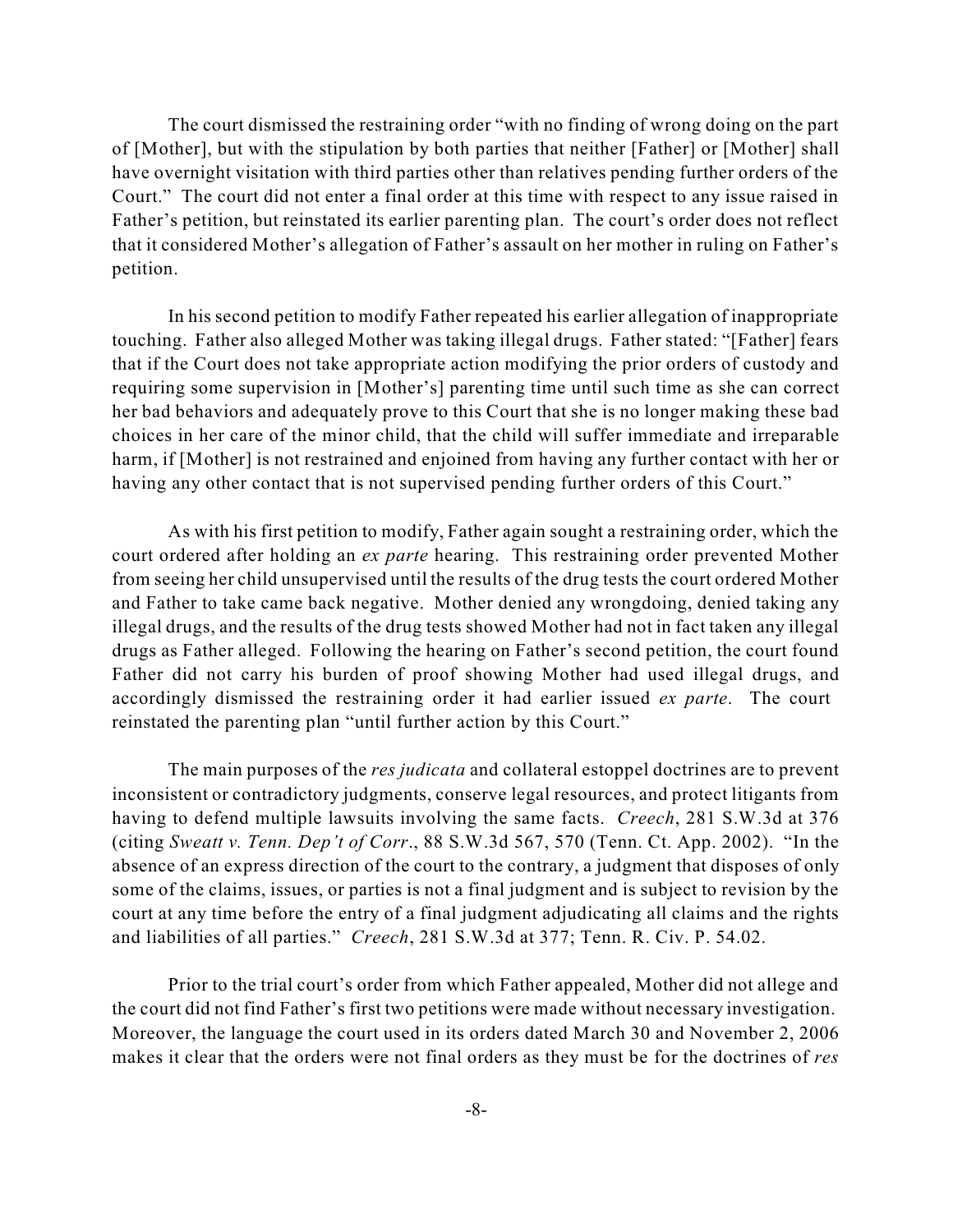The court dismissed the restraining order "with no finding of wrong doing on the part of [Mother], but with the stipulation by both parties that neither [Father] or [Mother] shall have overnight visitation with third parties other than relatives pending further orders of the Court." The court did not enter a final order at this time with respect to any issue raised in Father's petition, but reinstated its earlier parenting plan. The court's order does not reflect that it considered Mother's allegation of Father's assault on her mother in ruling on Father's petition.

In his second petition to modify Father repeated his earlier allegation of inappropriate touching. Father also alleged Mother was taking illegal drugs. Father stated: "[Father] fears that if the Court does not take appropriate action modifying the prior orders of custody and requiring some supervision in [Mother's] parenting time until such time as she can correct her bad behaviors and adequately prove to this Court that she is no longer making these bad choices in her care of the minor child, that the child will suffer immediate and irreparable harm, if [Mother] is not restrained and enjoined from having any further contact with her or having any other contact that is not supervised pending further orders of this Court."

As with his first petition to modify, Father again sought a restraining order, which the court ordered after holding an *ex parte* hearing. This restraining order prevented Mother from seeing her child unsupervised until the results of the drug tests the court ordered Mother and Father to take came back negative. Mother denied any wrongdoing, denied taking any illegal drugs, and the results of the drug tests showed Mother had not in fact taken any illegal drugs as Father alleged. Following the hearing on Father's second petition, the court found Father did not carry his burden of proof showing Mother had used illegal drugs, and accordingly dismissed the restraining order it had earlier issued *ex parte*. The court reinstated the parenting plan "until further action by this Court."

The main purposes of the *res judicata* and collateral estoppel doctrines are to prevent inconsistent or contradictory judgments, conserve legal resources, and protect litigants from having to defend multiple lawsuits involving the same facts. *Creech*, 281 S.W.3d at 376 (citing *Sweatt v. Tenn. Dep't of Corr*., 88 S.W.3d 567, 570 (Tenn. Ct. App. 2002). "In the absence of an express direction of the court to the contrary, a judgment that disposes of only some of the claims, issues, or parties is not a final judgment and is subject to revision by the court at any time before the entry of a final judgment adjudicating all claims and the rights and liabilities of all parties." *Creech*, 281 S.W.3d at 377; Tenn. R. Civ. P. 54.02.

Prior to the trial court's order from which Father appealed, Mother did not allege and the court did not find Father's first two petitions were made without necessary investigation. Moreover, the language the court used in its orders dated March 30 and November 2, 2006 makes it clear that the orders were not final orders as they must be for the doctrines of *res*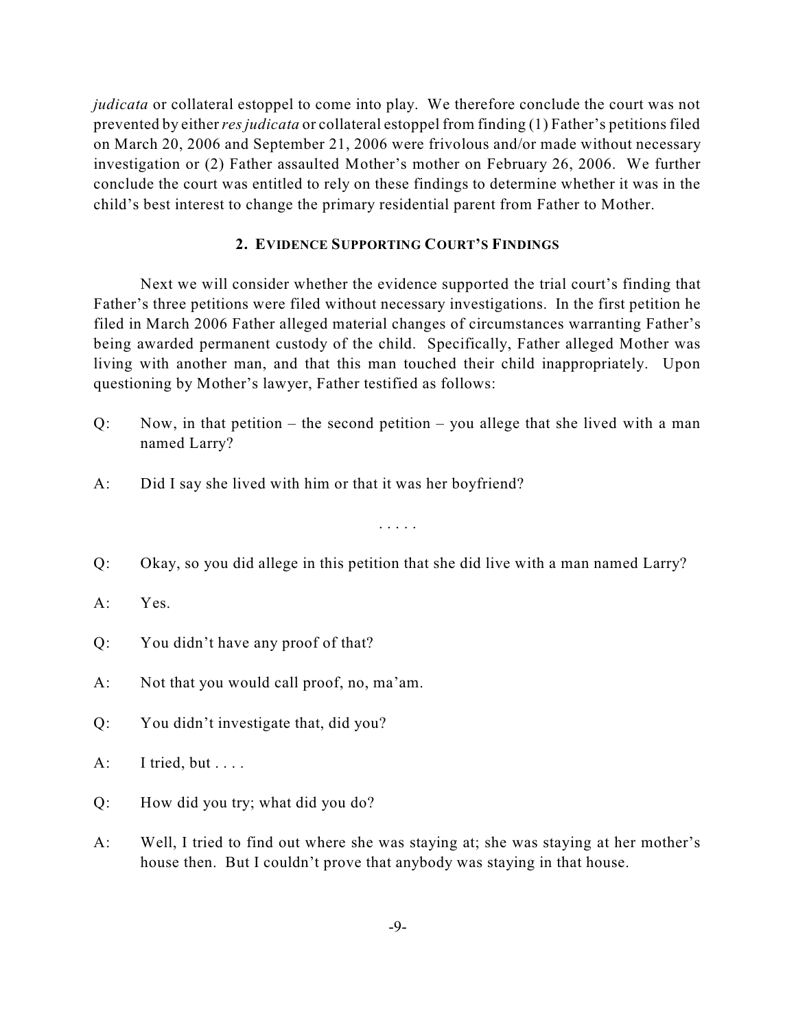*judicata* or collateral estoppel to come into play. We therefore conclude the court was not prevented by either *res judicata* or collateral estoppel from finding (1) Father's petitions filed on March 20, 2006 and September 21, 2006 were frivolous and/or made without necessary investigation or (2) Father assaulted Mother's mother on February 26, 2006. We further conclude the court was entitled to rely on these findings to determine whether it was in the child's best interest to change the primary residential parent from Father to Mother.

### 2. EVIDENCE SUPPORTING COURT'S FINDINGS

Next we will consider whether the evidence supported the trial court's finding that Father's three petitions were filed without necessary investigations. In the first petition he filed in March 2006 Father alleged material changes of circumstances warranting Father's being awarded permanent custody of the child. Specifically, Father alleged Mother was living with another man, and that this man touched their child inappropriately. Upon questioning by Mother's lawyer, Father testified as follows:

Q: Now, in that petition – the second petition – you allege that she lived with a man named Larry?

A: Did I say she lived with him or that it was her boyfriend?

. . . . .

Q: Okay, so you did allege in this petition that she did live with a man named Larry?

A: Yes.

Q: You didn't have any proof of that?

A: Not that you would call proof, no, ma'am.

Q: You didn't investigate that, did you?

A: I tried, but . . . .

Q: How did you try; what did you do?

A: Well, I tried to find out where she was staying at; she was staying at her mother's house then. But I couldn't prove that anybody was staying in that house.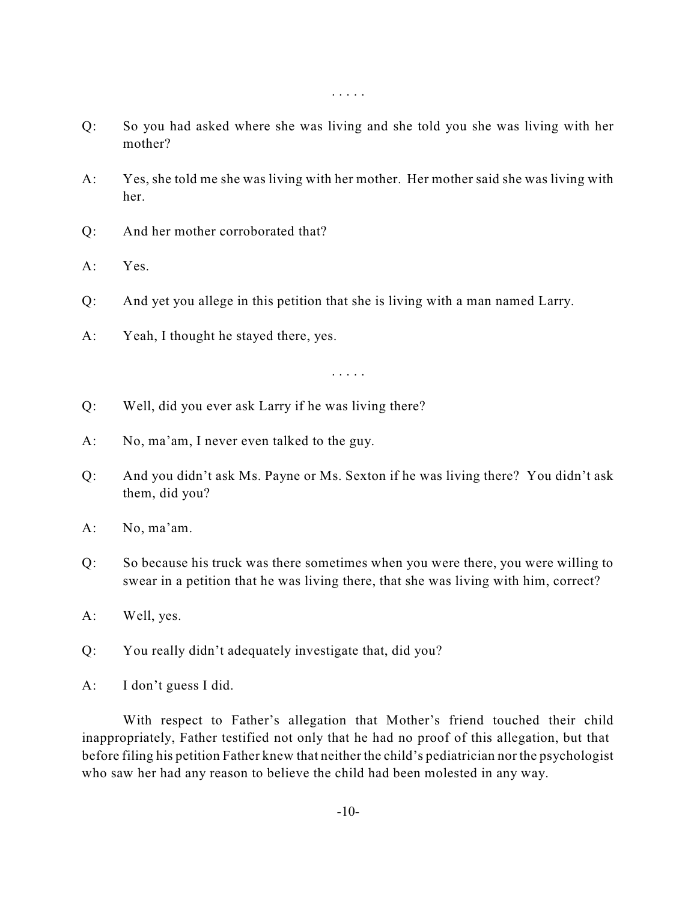. . . . .

Q: So you had asked where she was living and she told you she was living with her mother?

A: Yes, she told me she was living with her mother. Her mother said she was living with her.

Q: And her mother corroborated that?

A: Yes.

Q: And yet you allege in this petition that she is living with a man named Larry.

A: Yeah, I thought he stayed there, yes.

. . . . .

Q: Well, did you ever ask Larry if he was living there?

A: No, ma'am, I never even talked to the guy.

Q: And you didn't ask Ms. Payne or Ms. Sexton if he was living there? You didn't ask them, did you?

A: No, ma'am.

Q: So because his truck was there sometimes when you were there, you were willing to swear in a petition that he was living there, that she was living with him, correct?

A: Well, yes.

Q: You really didn't adequately investigate that, did you?

A: I don't guess I did.

With respect to Father's allegation that Mother's friend touched their child inappropriately, Father testified not only that he had no proof of this allegation, but that before filing his petition Father knew that neither the child's pediatrician nor the psychologist who saw her had any reason to believe the child had been molested in any way.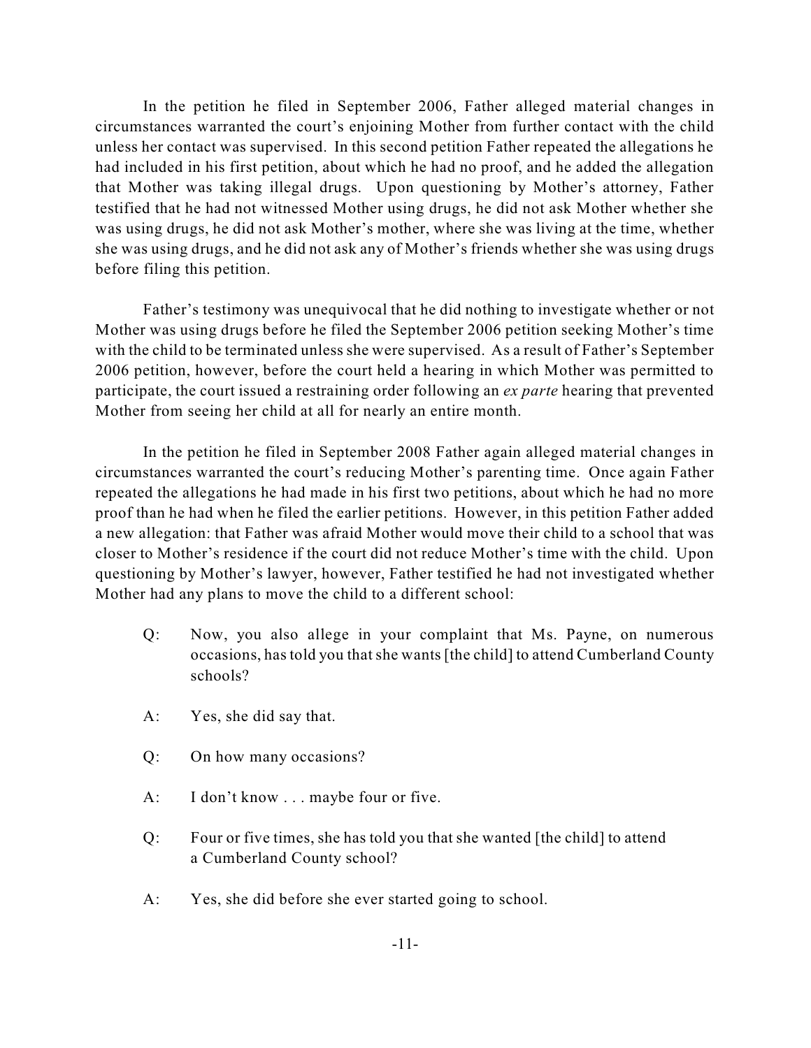In the petition he filed in September 2006, Father alleged material changes in circumstances warranted the court's enjoining Mother from further contact with the child unless her contact was supervised. In this second petition Father repeated the allegations he had included in his first petition, about which he had no proof, and he added the allegation that Mother was taking illegal drugs. Upon questioning by Mother's attorney, Father testified that he had not witnessed Mother using drugs, he did not ask Mother whether she was using drugs, he did not ask Mother's mother, where she was living at the time, whether she was using drugs, and he did not ask any of Mother's friends whether she was using drugs before filing this petition.

Father's testimony was unequivocal that he did nothing to investigate whether or not Mother was using drugs before he filed the September 2006 petition seeking Mother's time with the child to be terminated unless she were supervised. As a result of Father's September 2006 petition, however, before the court held a hearing in which Mother was permitted to participate, the court issued a restraining order following an *ex parte* hearing that prevented Mother from seeing her child at all for nearly an entire month.

In the petition he filed in September 2008 Father again alleged material changes in circumstances warranted the court's reducing Mother's parenting time. Once again Father repeated the allegations he had made in his first two petitions, about which he had no more proof than he had when he filed the earlier petitions. However, in this petition Father added a new allegation: that Father was afraid Mother would move their child to a school that was closer to Mother's residence if the court did not reduce Mother's time with the child. Upon questioning by Mother's lawyer, however, Father testified he had not investigated whether Mother had any plans to move the child to a different school:

> Q: Now, you also allege in your complaint that Ms. Payne, on numerous occasions, has told you that she wants [the child] to attend Cumberland County schools?
>
> A: Yes, she did say that.
>
> Q: On how many occasions?
>
> A: I don't know . . . maybe four or five.
>
> Q: Four or five times, she has told you that she wanted [the child] to attend a Cumberland County school?
>
> A: Yes, she did before she ever started going to school.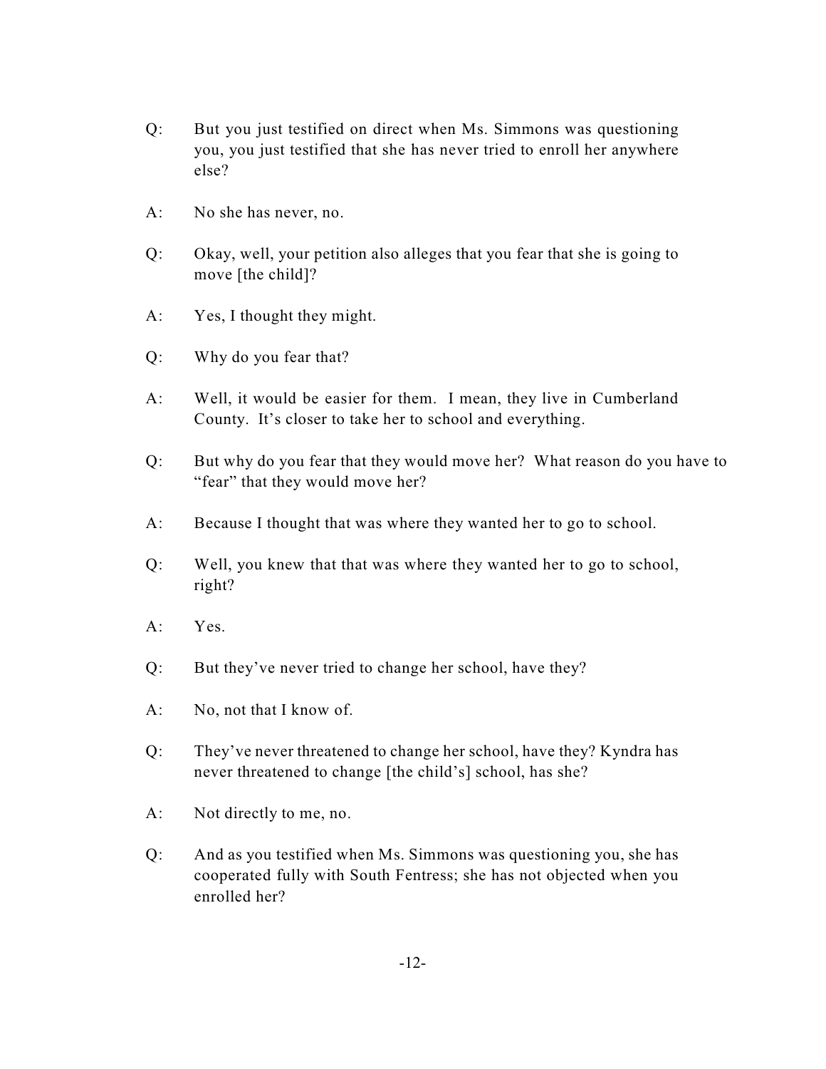Q: But you just testified on direct when Ms. Simmons was questioning you, you just testified that she has never tried to enroll her anywhere else?

A: No she has never, no.

Q: Okay, well, your petition also alleges that you fear that she is going to move [the child]?

A: Yes, I thought they might.

Q: Why do you fear that?

A: Well, it would be easier for them. I mean, they live in Cumberland County. It's closer to take her to school and everything.

Q: But why do you fear that they would move her? What reason do you have to "fear" that they would move her?

A: Because I thought that was where they wanted her to go to school.

Q: Well, you knew that that was where they wanted her to go to school, right?

A: Yes.

Q: But they've never tried to change her school, have they?

A: No, not that I know of.

Q: They've never threatened to change her school, have they? Kyndra has never threatened to change [the child's] school, has she?

A: Not directly to me, no.

Q: And as you testified when Ms. Simmons was questioning you, she has cooperated fully with South Fentress; she has not objected when you enrolled her?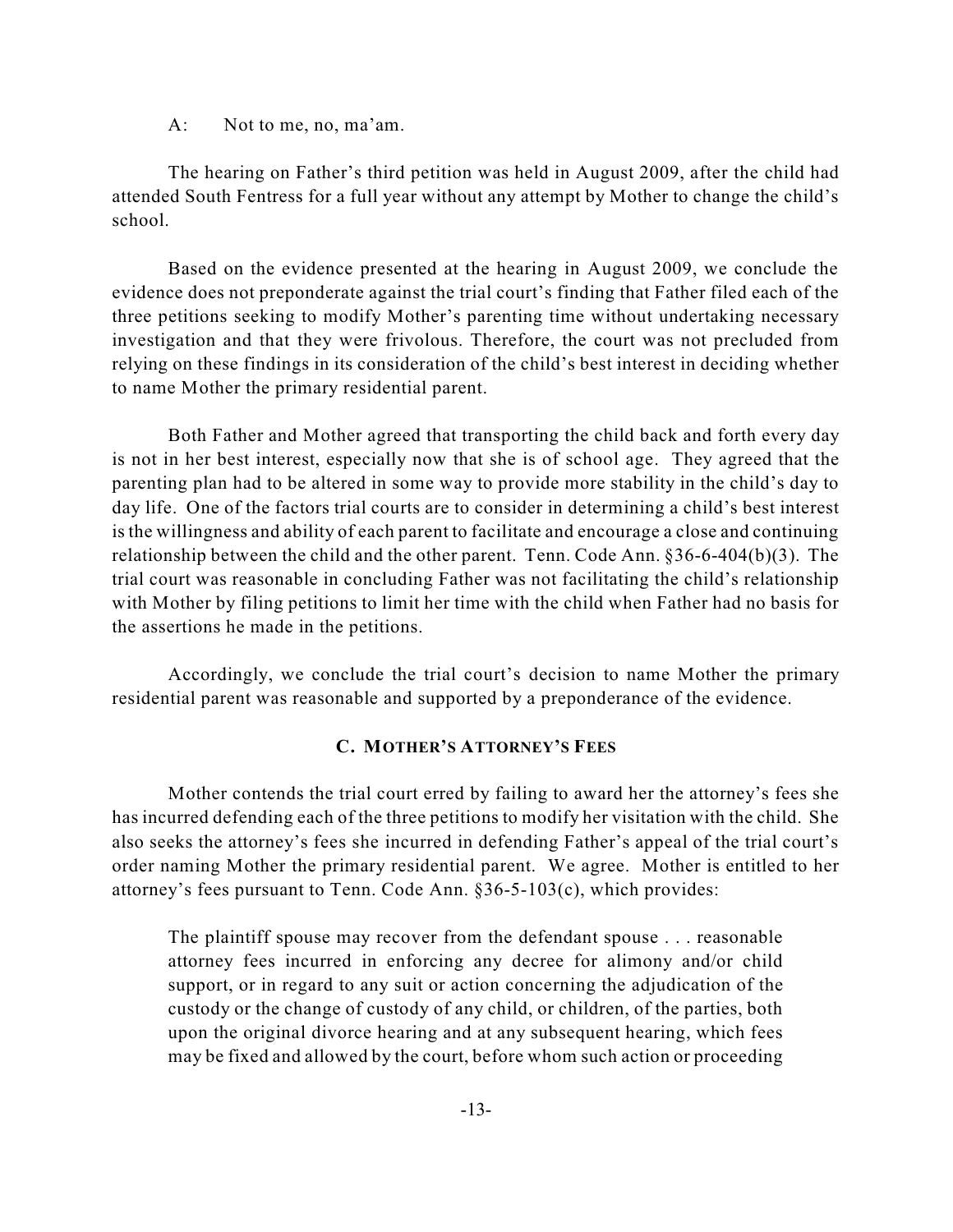A: Not to me, no, ma'am.

The hearing on Father's third petition was held in August 2009, after the child had attended South Fentress for a full year without any attempt by Mother to change the child's school.

Based on the evidence presented at the hearing in August 2009, we conclude the evidence does not preponderate against the trial court's finding that Father filed each of the three petitions seeking to modify Mother's parenting time without undertaking necessary investigation and that they were frivolous. Therefore, the court was not precluded from relying on these findings in its consideration of the child's best interest in deciding whether to name Mother the primary residential parent.

Both Father and Mother agreed that transporting the child back and forth every day is not in her best interest, especially now that she is of school age. They agreed that the parenting plan had to be altered in some way to provide more stability in the child's day to day life. One of the factors trial courts are to consider in determining a child's best interest is the willingness and ability of each parent to facilitate and encourage a close and continuing relationship between the child and the other parent. Tenn. Code Ann. §36-6-404(b)(3). The trial court was reasonable in concluding Father was not facilitating the child's relationship with Mother by filing petitions to limit her time with the child when Father had no basis for the assertions he made in the petitions.

Accordingly, we conclude the trial court's decision to name Mother the primary residential parent was reasonable and supported by a preponderance of the evidence.

### C. MOTHER'S ATTORNEY'S FEES

Mother contends the trial court erred by failing to award her the attorney's fees she has incurred defending each of the three petitions to modify her visitation with the child. She also seeks the attorney's fees she incurred in defending Father's appeal of the trial court's order naming Mother the primary residential parent. We agree. Mother is entitled to her attorney's fees pursuant to Tenn. Code Ann. §36-5-103(c), which provides:

> The plaintiff spouse may recover from the defendant spouse . . . reasonable attorney fees incurred in enforcing any decree for alimony and/or child support, or in regard to any suit or action concerning the adjudication of the custody or the change of custody of any child, or children, of the parties, both upon the original divorce hearing and at any subsequent hearing, which fees may be fixed and allowed by the court, before whom such action or proceeding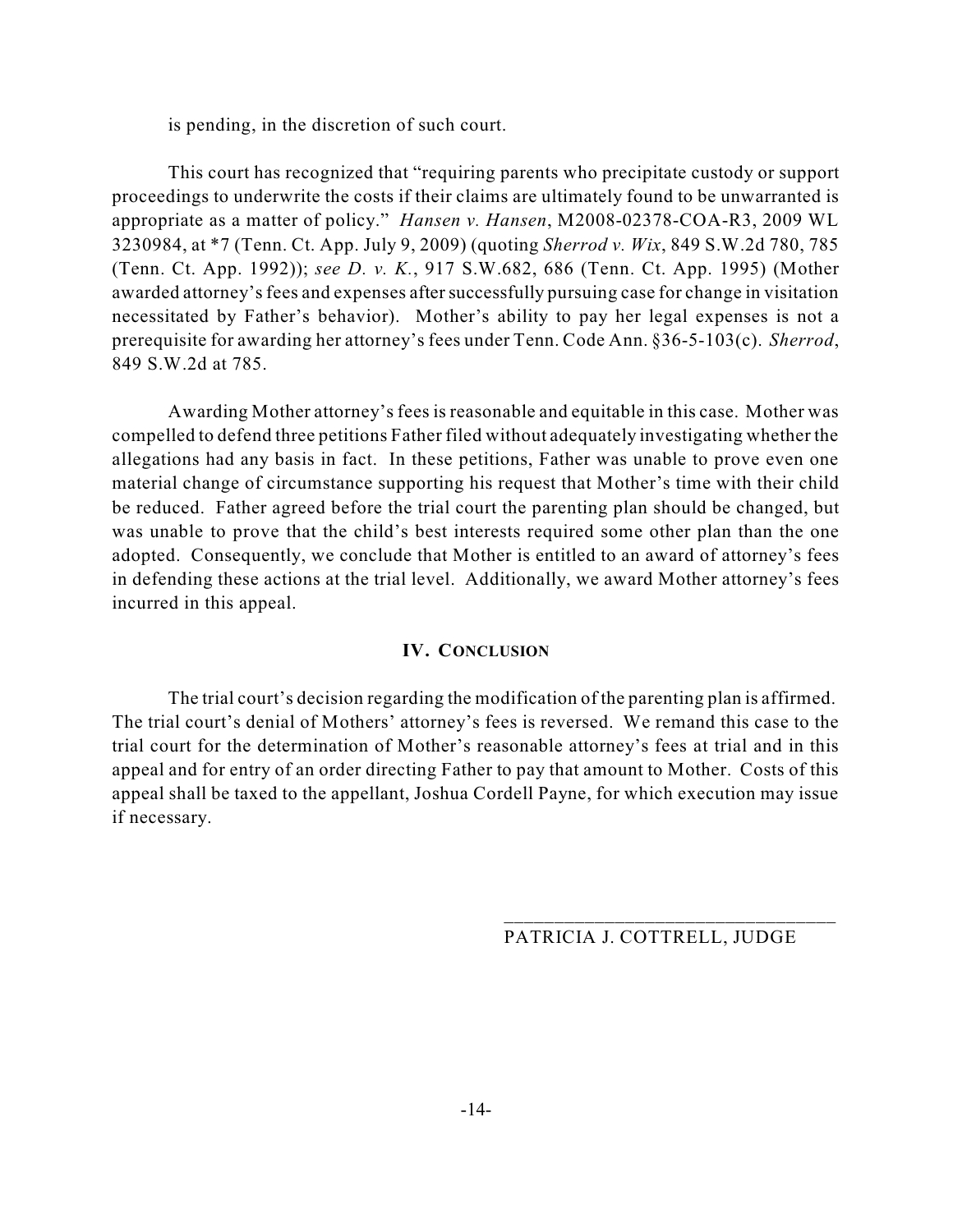is pending, in the discretion of such court.

This court has recognized that "requiring parents who precipitate custody or support proceedings to underwrite the costs if their claims are ultimately found to be unwarranted is appropriate as a matter of policy." *Hansen v. Hansen*, M2008-02378-COA-R3, 2009 WL 3230984, at *7 (Tenn. Ct. App. July 9, 2009) (quoting *Sherrod v. Wix*, 849 S.W.2d 780, 785 (Tenn. Ct. App. 1992)); *see D. v. K.*, 917 S.W.682, 686 (Tenn. Ct. App. 1995) (Mother awarded attorney's fees and expenses after successfully pursuing case for change in visitation necessitated by Father's behavior). Mother's ability to pay her legal expenses is not a prerequisite for awarding her attorney's fees under Tenn. Code Ann. §36-5-103(c). *Sherrod*, 849 S.W.2d at 785.

Awarding Mother attorney's fees is reasonable and equitable in this case. Mother was compelled to defend three petitions Father filed without adequately investigating whether the allegations had any basis in fact. In these petitions, Father was unable to prove even one material change of circumstance supporting his request that Mother's time with their child be reduced. Father agreed before the trial court the parenting plan should be changed, but was unable to prove that the child's best interests required some other plan than the one adopted. Consequently, we conclude that Mother is entitled to an award of attorney's fees in defending these actions at the trial level. Additionally, we award Mother attorney's fees incurred in this appeal.

## IV. CONCLUSION

The trial court's decision regarding the modification of the parenting plan is affirmed. The trial court's denial of Mothers' attorney's fees is reversed. We remand this case to the trial court for the determination of Mother's reasonable attorney's fees at trial and in this appeal and for entry of an order directing Father to pay that amount to Mother. Costs of this appeal shall be taxed to the appellant, Joshua Cordell Payne, for which execution may issue if necessary.

PATRICIA J. COTTRELL, JUDGE